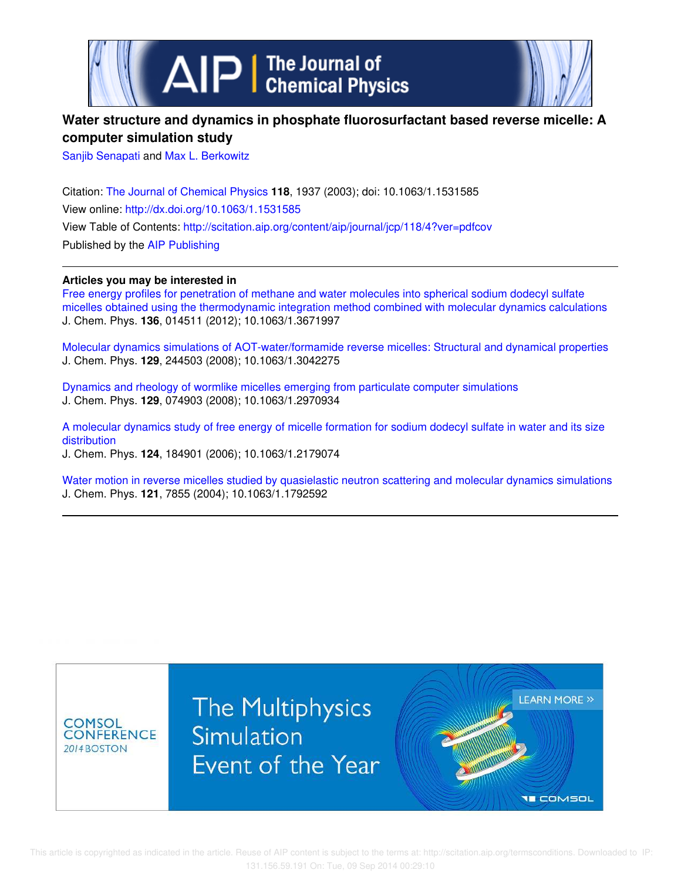# Water structure and dynamics in phosphate fluorosurfactant based reverse micelle: A computer simulation study

Sanjib Senapati and Max L. Berkowitz

Citation: The Journal of Chemical Physics **118**, 1937 (2003); doi: 10.1063/1.1531585
View online: http://dx.doi.org/10.1063/1.1531585
View Table of Contents: http://scitation.aip.org/content/aip/journal/jcp/118/4?ver=pdfcov
Published by the AIP Publishing

**Articles you may be interested in**

Free energy profiles for penetration of methane and water molecules into spherical sodium dodecyl sulfate micelles obtained using the thermodynamic integration method combined with molecular dynamics calculations
J. Chem. Phys. **136**, 014511 (2012); 10.1063/1.3671997

Molecular dynamics simulations of AOT-water/formamide reverse micelles: Structural and dynamical properties
J. Chem. Phys. **129**, 244503 (2008); 10.1063/1.3042275

Dynamics and rheology of wormlike micelles emerging from particulate computer simulations
J. Chem. Phys. **129**, 074903 (2008); 10.1063/1.2970934

A molecular dynamics study of free energy of micelle formation for sodium dodecyl sulfate in water and its size distribution
J. Chem. Phys. **124**, 184901 (2006); 10.1063/1.2179074

Water motion in reverse micelles studied by quasielastic neutron scattering and molecular dynamics simulations
J. Chem. Phys. **121**, 7855 (2004); 10.1063/1.1792592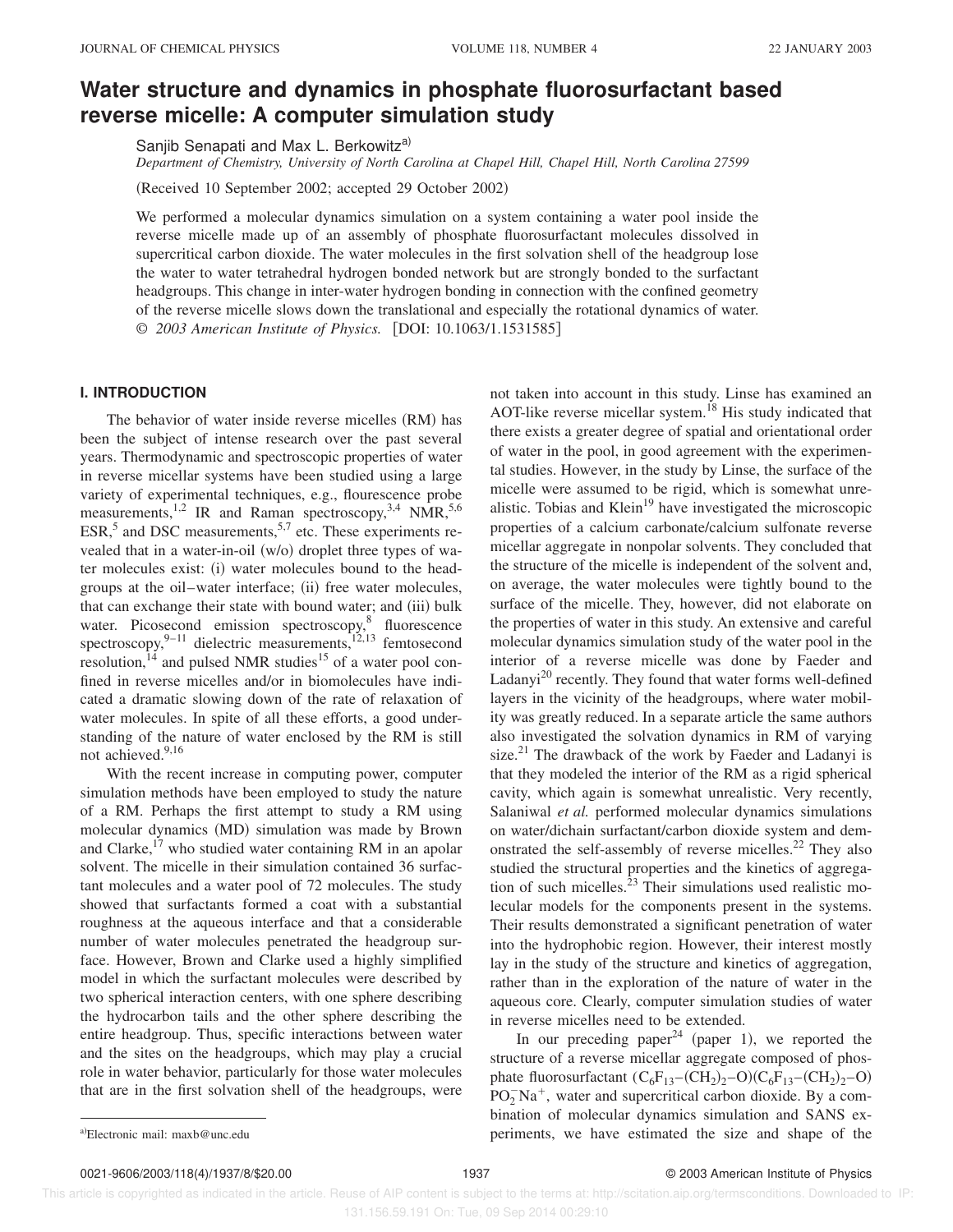# Water structure and dynamics in phosphate fluorosurfactant based reverse micelle: A computer simulation study

Sanjib Senapati and Max L. Berkowitz[a)]

*Department of Chemistry, University of North Carolina at Chapel Hill, Chapel Hill, North Carolina 27599*

(Received 10 September 2002; accepted 29 October 2002)

We performed a molecular dynamics simulation on a system containing a water pool inside the reverse micelle made up of an assembly of phosphate fluorosurfactant molecules dissolved in supercritical carbon dioxide. The water molecules in the first solvation shell of the headgroup lose the water to water tetrahedral hydrogen bonded network but are strongly bonded to the surfactant headgroups. This change in inter-water hydrogen bonding in connection with the confined geometry of the reverse micelle slows down the translational and especially the rotational dynamics of water. © *2003 American Institute of Physics.* [DOI: 10.1063/1.1531585]

## I. INTRODUCTION

The behavior of water inside reverse micelles (RM) has been the subject of intense research over the past several years. Thermodynamic and spectroscopic properties of water in reverse micellar systems have been studied using a large variety of experimental techniques, e.g., flourescence probe measurements,[1,2] IR and Raman spectroscopy,[3,4] NMR,[5,6] ESR,[5] and DSC measurements,[5,7] etc. These experiments revealed that in a water-in-oil (w/o) droplet three types of water molecules exist: (i) water molecules bound to the headgroups at the oil–water interface; (ii) free water molecules, that can exchange their state with bound water; and (iii) bulk water. Picosecond emission spectroscopy,[8] fluorescence spectroscopy,[9–11] dielectric measurements,[12,13] femtosecond resolution,[14] and pulsed NMR studies[15] of a water pool confined in reverse micelles and/or in biomolecules have indicated a dramatic slowing down of the rate of relaxation of water molecules. In spite of all these efforts, a good understanding of the nature of water enclosed by the RM is still not achieved.[9,16]

With the recent increase in computing power, computer simulation methods have been employed to study the nature of a RM. Perhaps the first attempt to study a RM using molecular dynamics (MD) simulation was made by Brown and Clarke,[17] who studied water containing RM in an apolar solvent. The micelle in their simulation contained 36 surfactant molecules and a water pool of 72 molecules. The study showed that surfactants formed a coat with a substantial roughness at the aqueous interface and that a considerable number of water molecules penetrated the headgroup surface. However, Brown and Clarke used a highly simplified model in which the surfactant molecules were described by two spherical interaction centers, with one sphere describing the hydrocarbon tails and the other sphere describing the entire headgroup. Thus, specific interactions between water and the sites on the headgroups, which may play a crucial role in water behavior, particularly for those water molecules that are in the first solvation shell of the headgroups, were not taken into account in this study. Linse has examined an AOT-like reverse micellar system.[18] His study indicated that there exists a greater degree of spatial and orientational order of water in the pool, in good agreement with the experimental studies. However, in the study by Linse, the surface of the micelle were assumed to be rigid, which is somewhat unrealistic. Tobias and Klein[19] have investigated the microscopic properties of a calcium carbonate/calcium sulfonate reverse micellar aggregate in nonpolar solvents. They concluded that the structure of the micelle is independent of the solvent and, on average, the water molecules were tightly bound to the surface of the micelle. They, however, did not elaborate on the properties of water in this study. An extensive and careful molecular dynamics simulation study of the water pool in the interior of a reverse micelle was done by Faeder and Ladanyi[20] recently. They found that water forms well-defined layers in the vicinity of the headgroups, where water mobility was greatly reduced. In a separate article the same authors also investigated the solvation dynamics in RM of varying size.[21] The drawback of the work by Faeder and Ladanyi is that they modeled the interior of the RM as a rigid spherical cavity, which again is somewhat unrealistic. Very recently, Salaniwal *et al.* performed molecular dynamics simulations on water/dichain surfactant/carbon dioxide system and demonstrated the self-assembly of reverse micelles.[22] They also studied the structural properties and the kinetics of aggregation of such micelles.[23] Their simulations used realistic molecular models for the components present in the systems. Their results demonstrated a significant penetration of water into the hydrophobic region. However, their interest mostly lay in the study of the structure and kinetics of aggregation, rather than in the exploration of the nature of water in the aqueous core. Clearly, computer simulation studies of water in reverse micelles need to be extended.

In our preceding paper[24] (paper 1), we reported the structure of a reverse micellar aggregate composed of phosphate fluorosurfactant $(C_6F_{13}-(CH_2)_2-O)(C_6F_{13}-(CH_2)_2-O)PO_2^-Na^+$, water and supercritical carbon dioxide. By a combination of molecular dynamics simulation and SANS experiments, we have estimated the size and shape of the

[a)]Electronic mail: maxb@unc.edu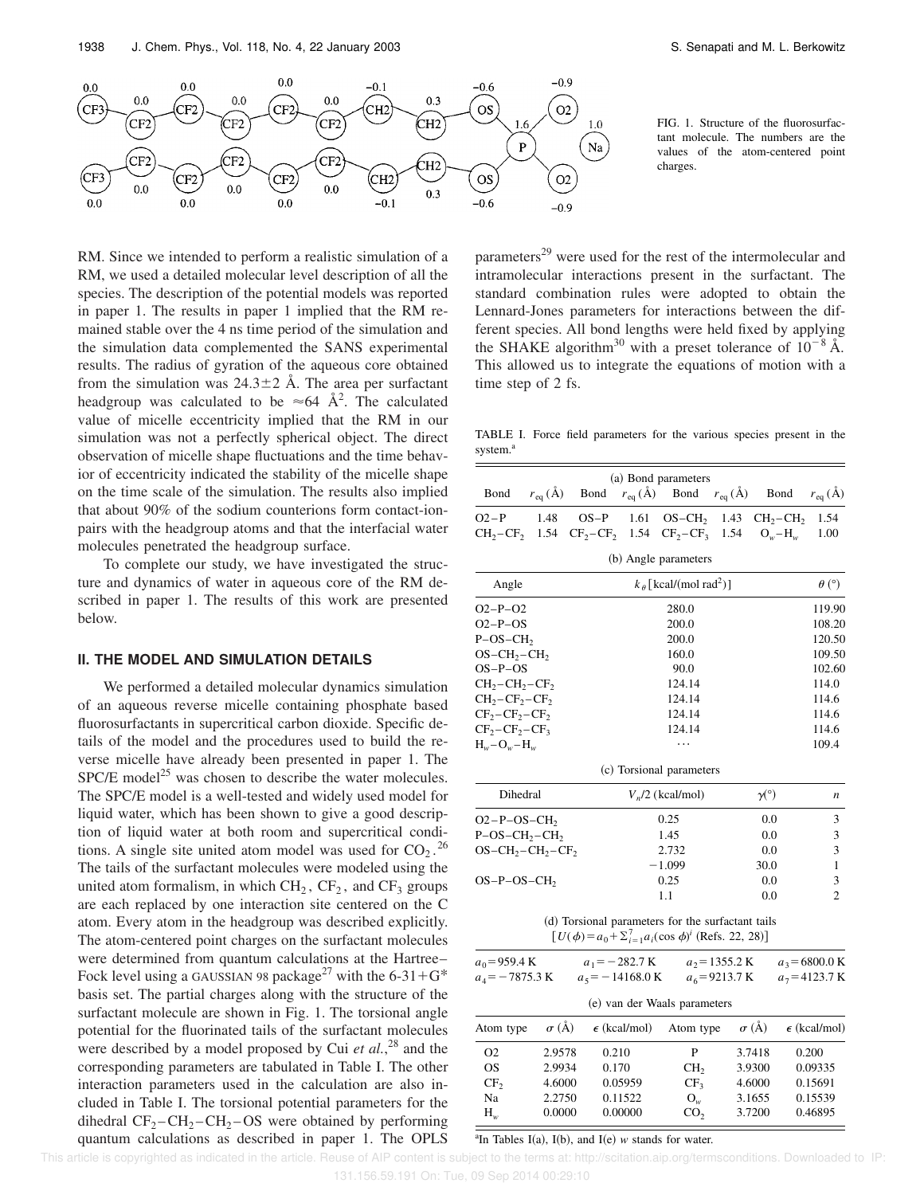FIG. 1. Structure of the fluorosurfactant molecule. The numbers are the values of the atom-centered point charges.

RM. Since we intended to perform a realistic simulation of a RM, we used a detailed molecular level description of all the species. The description of the potential models was reported in paper 1. The results in paper 1 implied that the RM remained stable over the 4 ns time period of the simulation and the simulation data complemented the SANS experimental results. The radius of gyration of the aqueous core obtained from the simulation was $24.3\pm2$ Å. The area per surfactant headgroup was calculated to be $\approx 64$ Å$^2$. The calculated value of micelle eccentricity implied that the RM in our simulation was not a perfectly spherical object. The direct observation of micelle shape fluctuations and the time behavior of eccentricity indicated the stability of the micelle shape on the time scale of the simulation. The results also implied that about 90% of the sodium counterions form contact-ion-pairs with the headgroup atoms and that the interfacial water molecules penetrated the headgroup surface.

To complete our study, we have investigated the structure and dynamics of water in aqueous core of the RM described in paper 1. The results of this work are presented below.

## II. THE MODEL AND SIMULATION DETAILS

We performed a detailed molecular dynamics simulation of an aqueous reverse micelle containing phosphate based fluorosurfactants in supercritical carbon dioxide. Specific details of the model and the procedures used to build the reverse micelle have already been presented in paper 1. The SPC/E model[25] was chosen to describe the water molecules. The SPC/E model is a well-tested and widely used model for liquid water, which has been shown to give a good description of liquid water at both room and supercritical conditions. A single site united atom model was used for $CO_2$.[26] The tails of the surfactant molecules were modeled using the united atom formalism, in which $CH_2$, $CF_2$, and $CF_3$ groups are each replaced by one interaction site centered on the C atom. Every atom in the headgroup was described explicitly. The atom-centered point charges on the surfactant molecules were determined from quantum calculations at the Hartree–Fock level using a GAUSSIAN 98 package[27] with the 6-31+G* basis set. The partial charges along with the structure of the surfactant molecule are shown in Fig. 1. The torsional angle potential for the fluorinated tails of the surfactant molecules were described by a model proposed by Cui *et al.*,[28] and the corresponding parameters are tabulated in Table I. The other interaction parameters used in the calculation are also included in Table I. The torsional potential parameters for the dihedral $CF_2–CH_2–CH_2–OS$ were obtained by performing quantum calculations as described in paper 1. The OPLS parameters[29] were used for the rest of the intermolecular and intramolecular interactions present in the surfactant. The standard combination rules were adopted to obtain the Lennard-Jones parameters for interactions between the different species. All bond lengths were held fixed by applying the SHAKE algorithm[30] with a preset tolerance of $10^{-8}$ Å. This allowed us to integrate the equations of motion with a time step of 2 fs.

TABLE I. Force field parameters for the various species present in the system.[a]

(a) Bond parameters

| Bond | $r_{eq}$ (Å) | Bond | $r_{eq}$ (Å) | Bond | $r_{eq}$ (Å) | Bond | $r_{eq}$ (Å) |
|---|---|---|---|---|---|---|---|
| O2–P | 1.48 | OS–P | 1.61 | OS–$CH_2$ | 1.43 | $CH_2$–$CH_2$ | 1.54 |
| $CH_2$–$CF_2$ | 1.54 | $CF_2$–$CF_2$ | 1.54 | $CF_2$–$CF_3$ | 1.54 | $O_w$–$H_w$ | 1.00 |

(b) Angle parameters

| Angle | $k_\theta$ [kcal/(mol rad$^2$)] | $\theta$ (°) |
|---|---|---|
| O2–P–O2 | 280.0 | 119.90 |
| O2–P–OS | 200.0 | 108.20 |
| P–OS–$CH_2$ | 200.0 | 120.50 |
| OS–$CH_2$–$CH_2$ | 160.0 | 109.50 |
| OS–P–OS | 90.0 | 102.60 |
| $CH_2$–$CH_2$–$CF_2$ | 124.14 | 114.0 |
| $CH_2$–$CF_2$–$CF_2$ | 124.14 | 114.6 |
| $CF_2$–$CF_2$–$CF_2$ | 124.14 | 114.6 |
| $CF_2$–$CF_2$–$CF_3$ | 124.14 | 114.6 |
| $H_w$–$O_w$–$H_w$ | ⋯ | 109.4 |

(c) Torsional parameters

| Dihedral | $V_n/2$ (kcal/mol) | $\gamma$(°) | $n$ |
|---|---|---|---|
| O2–P–OS–$CH_2$ | 0.25 | 0.0 | 3 |
| P–OS–$CH_2$–$CH_2$ | 1.45 | 0.0 | 3 |
| OS–$CH_2$–$CH_2$–$CF_2$ | 2.732 | 0.0 | 3 |
| | −1.099 | 30.0 | 1 |
| OS–P–OS–$CH_2$ | 0.25 | 0.0 | 3 |
| | 1.1 | 0.0 | 2 |

(d) Torsional parameters for the surfactant tails $[U(\phi)=a_0+\sum_{i=1}^{7}a_i(\cos\phi)^i$ (Refs. 22, 28)]

| | | | |
|---|---|---|---|
| $a_0=959.4$ K | $a_1=-282.7$ K | $a_2=1355.2$ K | $a_3=6800.0$ K |
| $a_4=-7875.3$ K | $a_5=-14168.0$ K | $a_6=9213.7$ K | $a_7=4123.7$ K |

(e) van der Waals parameters

| Atom type | $\sigma$ (Å) | $\epsilon$ (kcal/mol) | Atom type | $\sigma$ (Å) | $\epsilon$ (kcal/mol) |
|---|---|---|---|---|---|
| O2 | 2.9578 | 0.210 | P | 3.7418 | 0.200 |
| OS | 2.9934 | 0.170 | $CH_2$ | 3.9300 | 0.09335 |
| $CF_2$ | 4.6000 | 0.05959 | $CF_3$ | 4.6000 | 0.15691 |
| Na | 2.2750 | 0.11522 | $O_w$ | 3.1655 | 0.15539 |
| $H_w$ | 0.0000 | 0.00000 | $CO_2$ | 3.7200 | 0.46895 |

[a]In Tables I(a), I(b), and I(e) $w$ stands for water.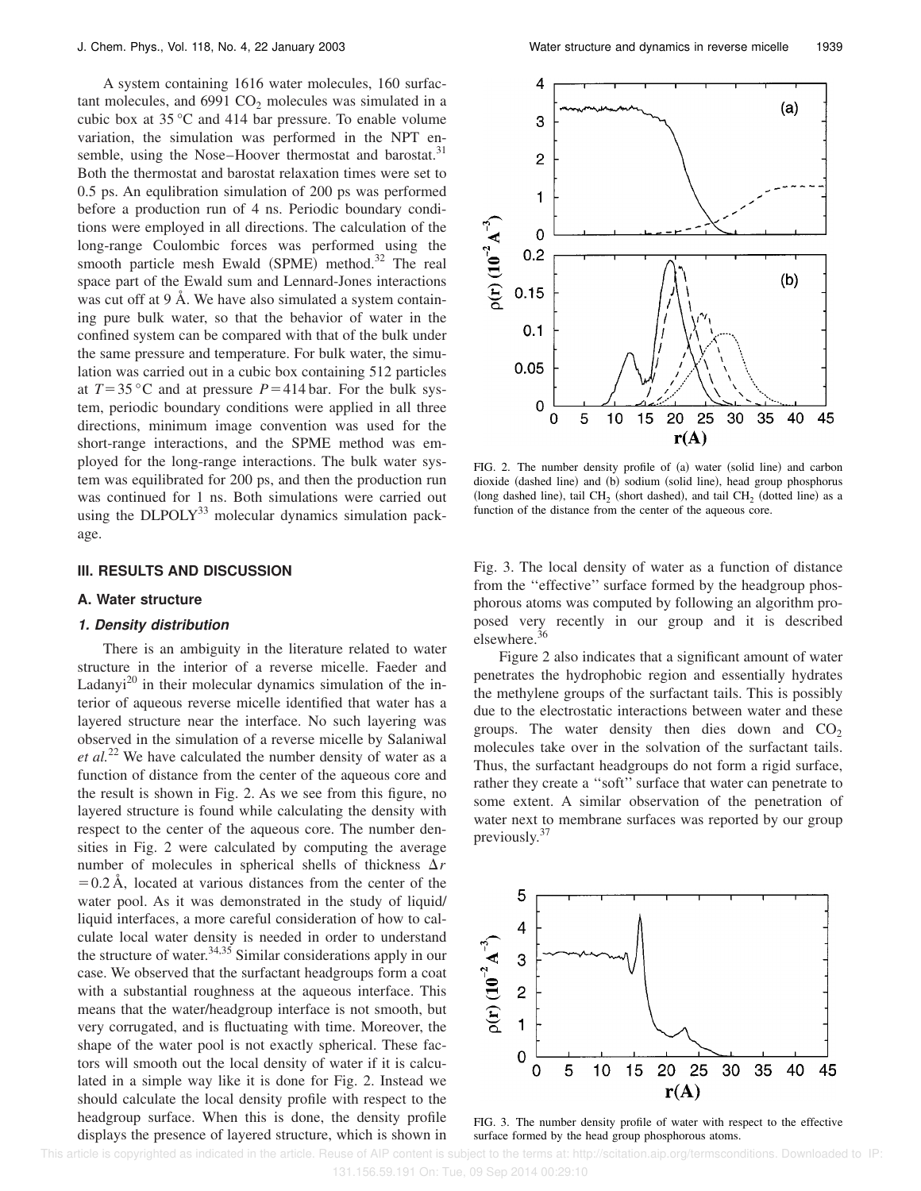A system containing 1616 water molecules, 160 surfactant molecules, and 6991 $CO_2$ molecules was simulated in a cubic box at 35 °C and 414 bar pressure. To enable volume variation, the simulation was performed in the NPT ensemble, using the Nose–Hoover thermostat and barostat.[31] Both the thermostat and barostat relaxation times were set to 0.5 ps. An equlibration simulation of 200 ps was performed before a production run of 4 ns. Periodic boundary conditions were employed in all directions. The calculation of the long-range Coulombic forces was performed using the smooth particle mesh Ewald (SPME) method.[32] The real space part of the Ewald sum and Lennard-Jones interactions was cut off at 9 Å. We have also simulated a system containing pure bulk water, so that the behavior of water in the confined system can be compared with that of the bulk under the same pressure and temperature. For bulk water, the simulation was carried out in a cubic box containing 512 particles at $T = 35\,°C$ and at pressure $P = 414$ bar. For the bulk system, periodic boundary conditions were applied in all three directions, minimum image convention was used for the short-range interactions, and the SPME method was employed for the long-range interactions. The bulk water system was equilibrated for 200 ps, and then the production run was continued for 1 ns. Both simulations were carried out using the DLPOLY[33] molecular dynamics simulation package.

## III. RESULTS AND DISCUSSION

### A. Water structure

#### 1. Density distribution

There is an ambiguity in the literature related to water structure in the interior of a reverse micelle. Faeder and Ladanyi[20] in their molecular dynamics simulation of the interior of aqueous reverse micelle identified that water has a layered structure near the interface. No such layering was observed in the simulation of a reverse micelle by Salaniwal *et al.*[22] We have calculated the number density of water as a function of distance from the center of the aqueous core and the result is shown in Fig. 2. As we see from this figure, no layered structure is found while calculating the density with respect to the center of the aqueous core. The number densities in Fig. 2 were calculated by computing the average number of molecules in spherical shells of thickness $\Delta r = 0.2$ Å, located at various distances from the center of the water pool. As it was demonstrated in the study of liquid/liquid interfaces, a more careful consideration of how to calculate local water density is needed in order to understand the structure of water.[34,35] Similar considerations apply in our case. We observed that the surfactant headgroups form a coat with a substantial roughness at the aqueous interface. This means that the water/headgroup interface is not smooth, but very corrugated, and is fluctuating with time. Moreover, the shape of the water pool is not exactly spherical. These factors will smooth out the local density of water if it is calculated in a simple way like it is done for Fig. 2. Instead we should calculate the local density profile with respect to the headgroup surface. When this is done, the density profile displays the presence of layered structure, which is shown in Fig. 3. The local density of water as a function of distance from the "effective" surface formed by the headgroup phosphorous atoms was computed by following an algorithm proposed very recently in our group and it is described elsewhere.[36]

FIG. 2. The number density profile of (a) water (solid line) and carbon dioxide (dashed line) and (b) sodium (solid line), head group phosphorus (long dashed line), tail $CH_2$ (short dashed), and tail $CH_2$ (dotted line) as a function of the distance from the center of the aqueous core.

Figure 2 also indicates that a significant amount of water penetrates the hydrophobic region and essentially hydrates the methylene groups of the surfactant tails. This is possibly due to the electrostatic interactions between water and these groups. The water density then dies down and $CO_2$ molecules take over in the solvation of the surfactant tails. Thus, the surfactant headgroups do not form a rigid surface, rather they create a "soft" surface that water can penetrate to some extent. A similar observation of the penetration of water next to membrane surfaces was reported by our group previously.[37]

FIG. 3. The number density profile of water with respect to the effective surface formed by the head group phosphorous atoms.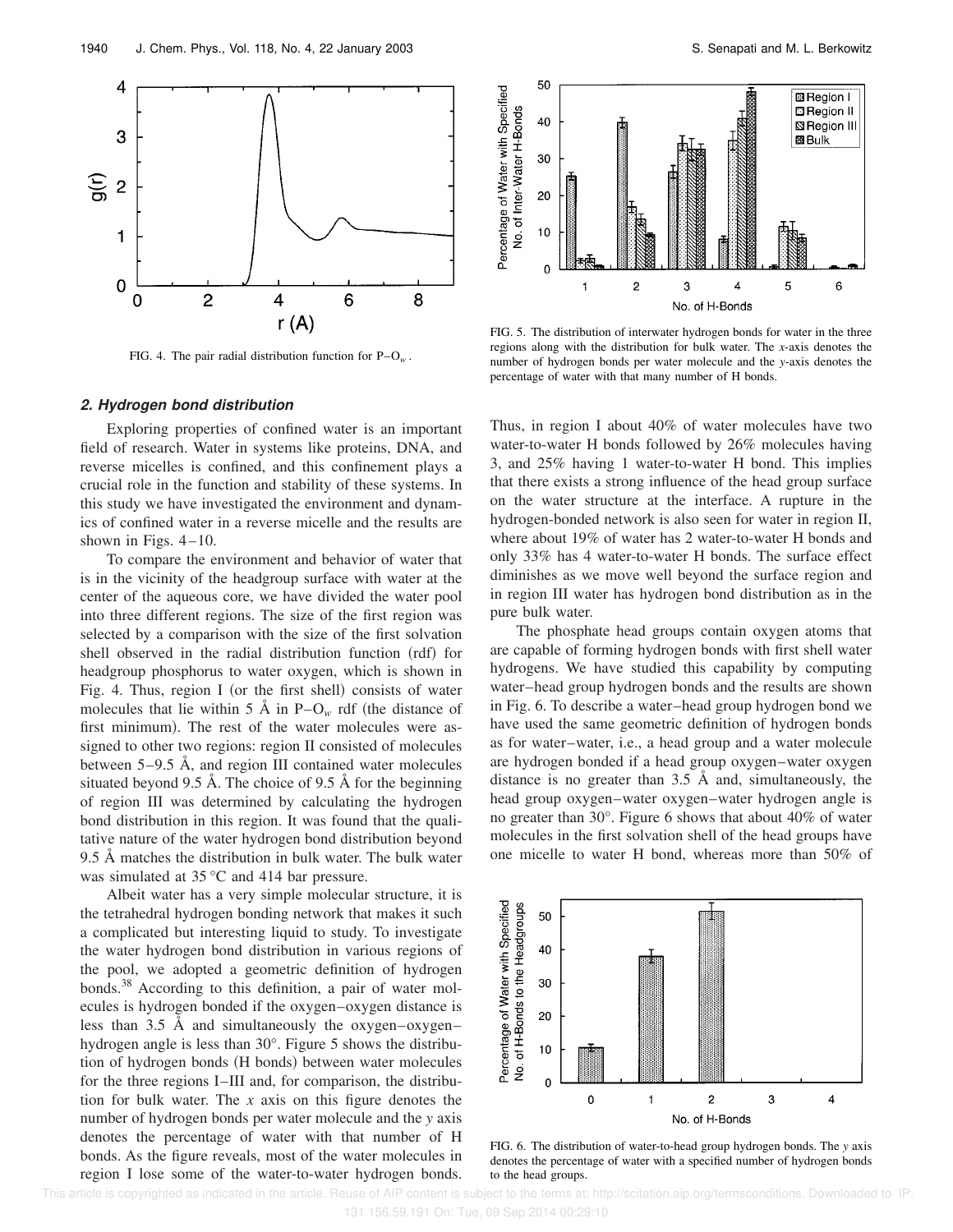FIG. 4. The pair radial distribution function for P–$O_w$.

FIG. 5. The distribution of interwater hydrogen bonds for water in the three regions along with the distribution for bulk water. The $x$-axis denotes the number of hydrogen bonds per water molecule and the $y$-axis denotes the percentage of water with that many number of H bonds.

### 2. Hydrogen bond distribution

Exploring properties of confined water is an important field of research. Water in systems like proteins, DNA, and reverse micelles is confined, and this confinement plays a crucial role in the function and stability of these systems. In this study we have investigated the environment and dynamics of confined water in a reverse micelle and the results are shown in Figs. 4–10.

To compare the environment and behavior of water that is in the vicinity of the headgroup surface with water at the center of the aqueous core, we have divided the water pool into three different regions. The size of the first region was selected by a comparison with the size of the first solvation shell observed in the radial distribution function (rdf) for headgroup phosphorus to water oxygen, which is shown in Fig. 4. Thus, region I (or the first shell) consists of water molecules that lie within 5 Å in P–$O_w$ rdf (the distance of first minimum). The rest of the water molecules were assigned to other two regions: region II consisted of molecules between 5–9.5 Å, and region III contained water molecules situated beyond 9.5 Å. The choice of 9.5 Å for the beginning of region III was determined by calculating the hydrogen bond distribution in this region. It was found that the qualitative nature of the water hydrogen bond distribution beyond 9.5 Å matches the distribution in bulk water. The bulk water was simulated at 35 °C and 414 bar pressure.

Albeit water has a very simple molecular structure, it is the tetrahedral hydrogen bonding network that makes it such a complicated but interesting liquid to study. To investigate the water hydrogen bond distribution in various regions of the pool, we adopted a geometric definition of hydrogen bonds.[38] According to this definition, a pair of water molecules is hydrogen bonded if the oxygen–oxygen distance is less than 3.5 Å and simultaneously the oxygen–oxygen–hydrogen angle is less than 30°. Figure 5 shows the distribution of hydrogen bonds (H bonds) between water molecules for the three regions I–III and, for comparison, the distribution for bulk water. The $x$ axis on this figure denotes the number of hydrogen bonds per water molecule and the $y$ axis denotes the percentage of water with that number of H bonds. As the figure reveals, most of the water molecules in region I lose some of the water-to-water hydrogen bonds. Thus, in region I about 40% of water molecules have two water-to-water H bonds followed by 26% molecules having 3, and 25% having 1 water-to-water H bond. This implies that there exists a strong influence of the head group surface on the water structure at the interface. A rupture in the hydrogen-bonded network is also seen for water in region II, where about 19% of water has 2 water-to-water H bonds and only 33% has 4 water-to-water H bonds. The surface effect diminishes as we move well beyond the surface region and in region III water has hydrogen bond distribution as in the pure bulk water.

The phosphate head groups contain oxygen atoms that are capable of forming hydrogen bonds with first shell water hydrogens. We have studied this capability by computing water–head group hydrogen bonds and the results are shown in Fig. 6. To describe a water–head group hydrogen bond we have used the same geometric definition of hydrogen bonds as for water–water, i.e., a head group and a water molecule are hydrogen bonded if a head group oxygen–water oxygen distance is no greater than 3.5 Å and, simultaneously, the head group oxygen–water oxygen–water hydrogen angle is no greater than 30°. Figure 6 shows that about 40% of water molecules in the first solvation shell of the head groups have one micelle to water H bond, whereas more than 50% of

FIG. 6. The distribution of water-to-head group hydrogen bonds. The $y$ axis denotes the percentage of water with a specified number of hydrogen bonds to the head groups.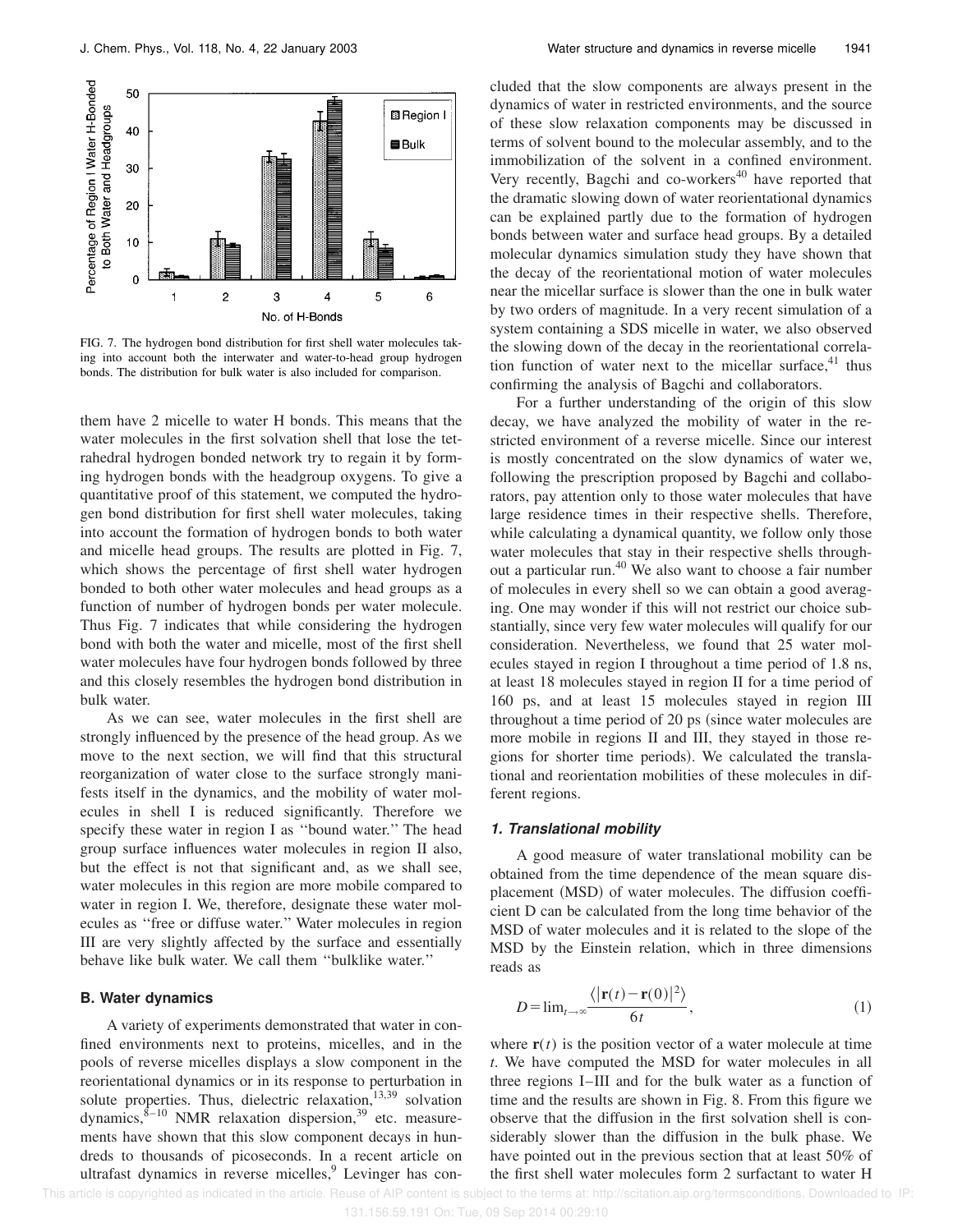FIG. 7. The hydrogen bond distribution for first shell water molecules taking into account both the interwater and water-to-head group hydrogen bonds. The distribution for bulk water is also included for comparison.

them have 2 micelle to water H bonds. This means that the water molecules in the first solvation shell that lose the tetrahedral hydrogen bonded network try to regain it by forming hydrogen bonds with the headgroup oxygens. To give a quantitative proof of this statement, we computed the hydrogen bond distribution for first shell water molecules, taking into account the formation of hydrogen bonds to both water and micelle head groups. The results are plotted in Fig. 7, which shows the percentage of first shell water hydrogen bonded to both other water molecules and head groups as a function of number of hydrogen bonds per water molecule. Thus Fig. 7 indicates that while considering the hydrogen bond with both the water and micelle, most of the first shell water molecules have four hydrogen bonds followed by three and this closely resembles the hydrogen bond distribution in bulk water.

As we can see, water molecules in the first shell are strongly influenced by the presence of the head group. As we move to the next section, we will find that this structural reorganization of water close to the surface strongly manifests itself in the dynamics, and the mobility of water molecules in shell I is reduced significantly. Therefore we specify these water in region I as "bound water." The head group surface influences water molecules in region II also, but the effect is not that significant and, as we shall see, water molecules in this region are more mobile compared to water in region I. We, therefore, designate these water molecules as "free or diffuse water." Water molecules in region III are very slightly affected by the surface and essentially behave like bulk water. We call them "bulklike water."

### B. Water dynamics

A variety of experiments demonstrated that water in confined environments next to proteins, micelles, and in the pools of reverse micelles displays a slow component in the reorientational dynamics or in its response to perturbation in solute properties. Thus, dielectric relaxation,[13,39] solvation dynamics,[8–10] NMR relaxation dispersion,[39] etc. measurements have shown that this slow component decays in hundreds to thousands of picoseconds. In a recent article on ultrafast dynamics in reverse micelles,[9] Levinger has concluded that the slow components are always present in the dynamics of water in restricted environments, and the source of these slow relaxation components may be discussed in terms of solvent bound to the molecular assembly, and to the immobilization of the solvent in a confined environment. Very recently, Bagchi and co-workers[40] have reported that the dramatic slowing down of water reorientational dynamics can be explained partly due to the formation of hydrogen bonds between water and surface head groups. By a detailed molecular dynamics simulation study they have shown that the decay of the reorientational motion of water molecules near the micellar surface is slower than the one in bulk water by two orders of magnitude. In a very recent simulation of a system containing a SDS micelle in water, we also observed the slowing down of the decay in the reorientational correlation function of water next to the micellar surface,[41] thus confirming the analysis of Bagchi and collaborators.

For a further understanding of the origin of this slow decay, we have analyzed the mobility of water in the restricted environment of a reverse micelle. Since our interest is mostly concentrated on the slow dynamics of water we, following the prescription proposed by Bagchi and collaborators, pay attention only to those water molecules that have large residence times in their respective shells. Therefore, while calculating a dynamical quantity, we follow only those water molecules that stay in their respective shells throughout a particular run.[40] We also want to choose a fair number of molecules in every shell so we can obtain a good averaging. One may wonder if this will not restrict our choice substantially, since very few water molecules will qualify for our consideration. Nevertheless, we found that 25 water molecules stayed in region I throughout a time period of 1.8 ns, at least 18 molecules stayed in region II for a time period of 160 ps, and at least 15 molecules stayed in region III throughout a time period of 20 ps (since water molecules are more mobile in regions II and III, they stayed in those regions for shorter time periods). We calculated the translational and reorientation mobilities of these molecules in different regions.

#### 1. Translational mobility

A good measure of water translational mobility can be obtained from the time dependence of the mean square displacement (MSD) of water molecules. The diffusion coefficient D can be calculated from the long time behavior of the MSD of water molecules and it is related to the slope of the MSD by the Einstein relation, which in three dimensions reads as

$$D = \lim_{t\to\infty} \frac{\langle |\mathbf{r}(t) - \mathbf{r}(0)|^2 \rangle}{6t}, \tag{1}$$

where $\mathbf{r}(t)$ is the position vector of a water molecule at time $t$. We have computed the MSD for water molecules in all three regions I–III and for the bulk water as a function of time and the results are shown in Fig. 8. From this figure we observe that the diffusion in the first solvation shell is considerably slower than the diffusion in the bulk phase. We have pointed out in the previous section that at least 50% of the first shell water molecules form 2 surfactant to water H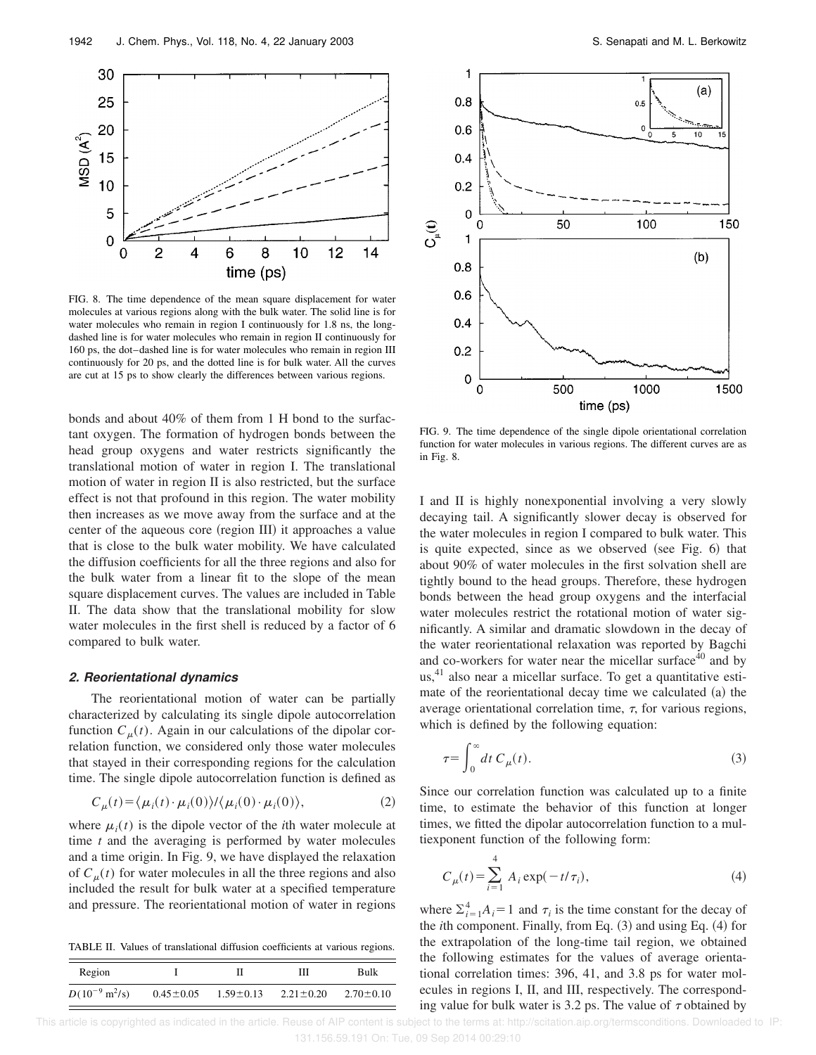FIG. 8. The time dependence of the mean square displacement for water molecules at various regions along with the bulk water. The solid line is for water molecules who remain in region I continuously for 1.8 ns, the long-dashed line is for water molecules who remain in region II continuously for 160 ps, the dot–dashed line is for water molecules who remain in region III continuously for 20 ps, and the dotted line is for bulk water. All the curves are cut at 15 ps to show clearly the differences between various regions.

bonds and about 40% of them from 1 H bond to the surfactant oxygen. The formation of hydrogen bonds between the head group oxygens and water restricts significantly the translational motion of water in region I. The translational motion of water in region II is also restricted, but the surface effect is not that profound in this region. The water mobility then increases as we move away from the surface and at the center of the aqueous core (region III) it approaches a value that is close to the bulk water mobility. We have calculated the diffusion coefficients for all the three regions and also for the bulk water from a linear fit to the slope of the mean square displacement curves. The values are included in Table II. The data show that the translational mobility for slow water molecules in the first shell is reduced by a factor of 6 compared to bulk water.

### 2. Reorientational dynamics

The reorientational motion of water can be partially characterized by calculating its single dipole autocorrelation function $C_\mu(t)$. Again in our calculations of the dipolar correlation function, we considered only those water molecules that stayed in their corresponding regions for the calculation time. The single dipole autocorrelation function is defined as

$$C_\mu(t) = \langle \mu_i(t) \cdot \mu_i(0) \rangle / \langle \mu_i(0) \cdot \mu_i(0) \rangle, \tag{2}$$

where $\mu_i(t)$ is the dipole vector of the $i$th water molecule at time $t$ and the averaging is performed by water molecules and a time origin. In Fig. 9, we have displayed the relaxation of $C_\mu(t)$ for water molecules in all the three regions and also included the result for bulk water at a specified temperature and pressure. The reorientational motion of water in regions I and II is highly nonexponential involving a very slowly decaying tail. A significantly slower decay is observed for the water molecules in region I compared to bulk water. This is quite expected, since as we observed (see Fig. 6) that about 90% of water molecules in the first solvation shell are tightly bound to the head groups. Therefore, these hydrogen bonds between the head group oxygens and the interfacial water molecules restrict the rotational motion of water significantly. A similar and dramatic slowdown in the decay of the water reorientational relaxation was reported by Bagchi and co-workers for water near the micellar surface[40] and by us,[41] also near a micellar surface. To get a quantitative estimate of the reorientational decay time we calculated (a) the average orientational correlation time, $\tau$, for various regions, which is defined by the following equation:

$$\tau = \int_0^\infty dt\, C_\mu(t). \tag{3}$$

Since our correlation function was calculated up to a finite time, to estimate the behavior of this function at longer times, we fitted the dipolar autocorrelation function to a multiexponent function of the following form:

$$C_\mu(t) = \sum_{i=1}^{4} A_i \exp(-t/\tau_i), \tag{4}$$

where $\sum_{i=1}^{4} A_i = 1$ and $\tau_i$ is the time constant for the decay of the $i$th component. Finally, from Eq. (3) and using Eq. (4) for the extrapolation of the long-time tail region, we obtained the following estimates for the values of average orientational correlation times: 396, 41, and 3.8 ps for water molecules in regions I, II, and III, respectively. The corresponding value for bulk water is 3.2 ps. The value of $\tau$ obtained by

FIG. 9. The time dependence of the single dipole orientational correlation function for water molecules in various regions. The different curves are as in Fig. 8.

TABLE II. Values of translational diffusion coefficients at various regions.

| Region | I | II | III | Bulk |
|---|---|---|---|---|
| $D(10^{-9}\ \mathrm{m^2/s})$ | $0.45 \pm 0.05$ | $1.59 \pm 0.13$ | $2.21 \pm 0.20$ | $2.70 \pm 0.10$ |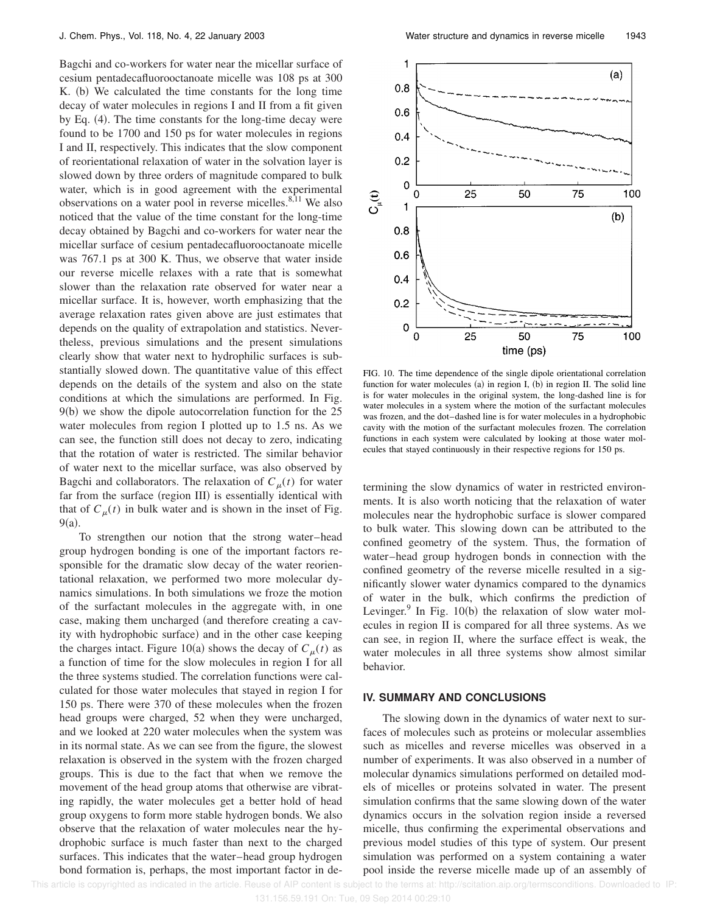Bagchi and co-workers for water near the micellar surface of cesium pentadecafluorooctanoate micelle was 108 ps at 300 K. (b) We calculated the time constants for the long time decay of water molecules in regions I and II from a fit given by Eq. (4). The time constants for the long-time decay were found to be 1700 and 150 ps for water molecules in regions I and II, respectively. This indicates that the slow component of reorientational relaxation of water in the solvation layer is slowed down by three orders of magnitude compared to bulk water, which is in good agreement with the experimental observations on a water pool in reverse micelles.[8,11] We also noticed that the value of the time constant for the long-time decay obtained by Bagchi and co-workers for water near the micellar surface of cesium pentadecafluorooctanoate micelle was 767.1 ps at 300 K. Thus, we observe that water inside our reverse micelle relaxes with a rate that is somewhat slower than the relaxation rate observed for water near a micellar surface. It is, however, worth emphasizing that the average relaxation rates given above are just estimates that depends on the quality of extrapolation and statistics. Nevertheless, previous simulations and the present simulations clearly show that water next to hydrophilic surfaces is substantially slowed down. The quantitative value of this effect depends on the details of the system and also on the state conditions at which the simulations are performed. In Fig. 9(b) we show the dipole autocorrelation function for the 25 water molecules from region I plotted up to 1.5 ns. As we can see, the function still does not decay to zero, indicating that the rotation of water is restricted. The similar behavior of water next to the micellar surface, was also observed by Bagchi and collaborators. The relaxation of $C_\mu(t)$ for water far from the surface (region III) is essentially identical with that of $C_\mu(t)$ in bulk water and is shown in the inset of Fig. 9(a).

To strengthen our notion that the strong water–head group hydrogen bonding is one of the important factors responsible for the dramatic slow decay of the water reorientational relaxation, we performed two more molecular dynamics simulations. In both simulations we froze the motion of the surfactant molecules in the aggregate with, in one case, making them uncharged (and therefore creating a cavity with hydrophobic surface) and in the other case keeping the charges intact. Figure 10(a) shows the decay of $C_\mu(t)$ as a function of time for the slow molecules in region I for all the three systems studied. The correlation functions were calculated for those water molecules that stayed in region I for 150 ps. There were 370 of these molecules when the frozen head groups were charged, 52 when they were uncharged, and we looked at 220 water molecules when the system was in its normal state. As we can see from the figure, the slowest relaxation is observed in the system with the frozen charged groups. This is due to the fact that when we remove the movement of the head group atoms that otherwise are vibrating rapidly, the water molecules get a better hold of head group oxygens to form more stable hydrogen bonds. We also observe that the relaxation of water molecules near the hydrophobic surface is much faster than next to the charged surfaces. This indicates that the water–head group hydrogen bond formation is, perhaps, the most important factor in determining the slow dynamics of water in restricted environments. It is also worth noticing that the relaxation of water molecules near the hydrophobic surface is slower compared to bulk water. This slowing down can be attributed to the confined geometry of the system. Thus, the formation of water–head group hydrogen bonds in connection with the confined geometry of the reverse micelle resulted in a significantly slower water dynamics compared to the dynamics of water in the bulk, which confirms the prediction of Levinger.[9] In Fig. 10(b) the relaxation of slow water molecules in region II is compared for all three systems. As we can see, in region II, where the surface effect is weak, the water molecules in all three systems show almost similar behavior.

FIG. 10. The time dependence of the single dipole orientational correlation function for water molecules (a) in region I, (b) in region II. The solid line is for water molecules in the original system, the long-dashed line is for water molecules in a system where the motion of the surfactant molecules was frozen, and the dot–dashed line is for water molecules in a hydrophobic cavity with the motion of the surfactant molecules frozen. The correlation functions in each system were calculated by looking at those water molecules that stayed continuously in their respective regions for 150 ps.

## IV. SUMMARY AND CONCLUSIONS

The slowing down in the dynamics of water next to surfaces of molecules such as proteins or molecular assemblies such as micelles and reverse micelles was observed in a number of experiments. It was also observed in a number of molecular dynamics simulations performed on detailed models of micelles or proteins solvated in water. The present simulation confirms that the same slowing down of the water dynamics occurs in the solvation region inside a reversed micelle, thus confirming the experimental observations and previous model studies of this type of system. Our present simulation was performed on a system containing a water pool inside the reverse micelle made up of an assembly of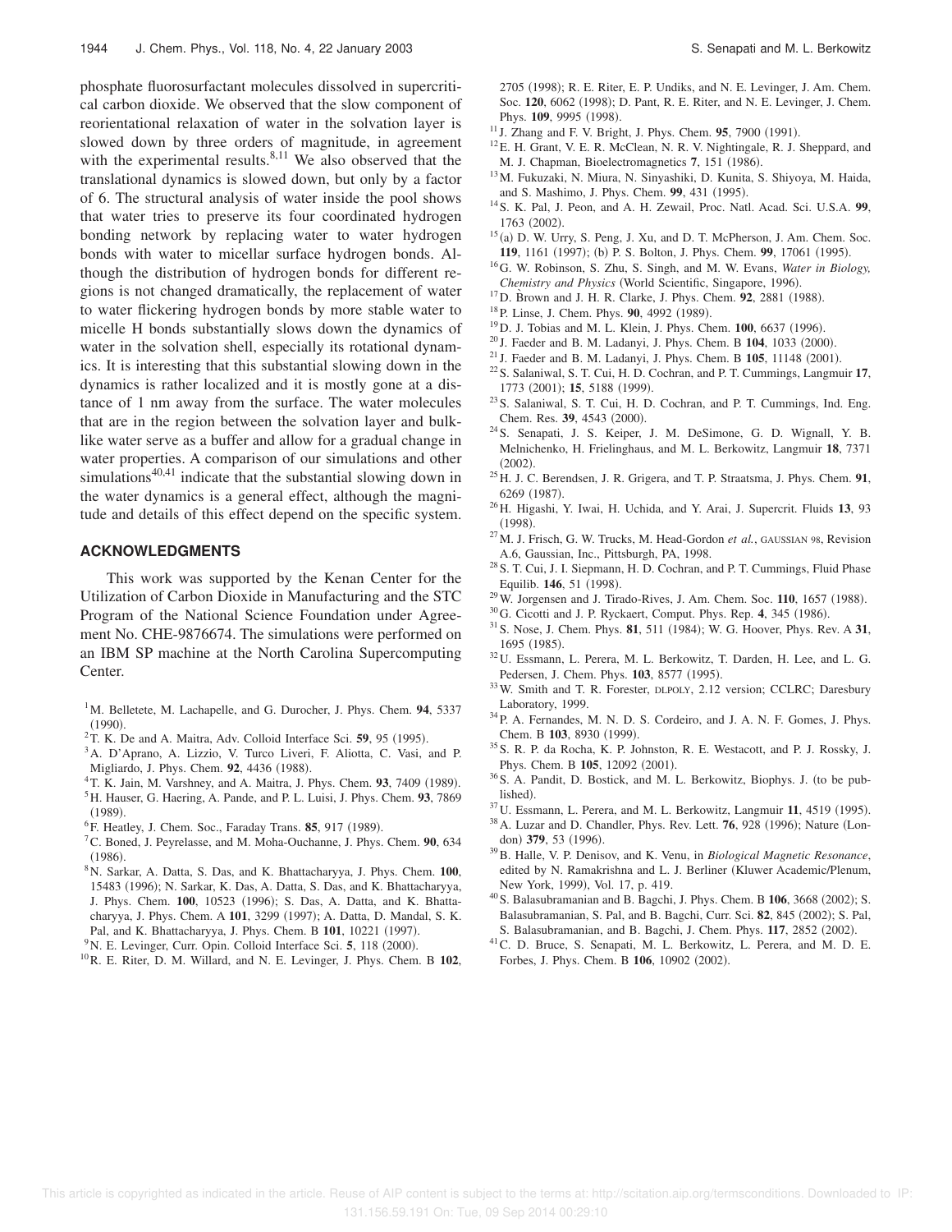phosphate fluorosurfactant molecules dissolved in supercritical carbon dioxide. We observed that the slow component of reorientational relaxation of water in the solvation layer is slowed down by three orders of magnitude, in agreement with the experimental results.[8,11] We also observed that the translational dynamics is slowed down, but only by a factor of 6. The structural analysis of water inside the pool shows that water tries to preserve its four coordinated hydrogen bonding network by replacing water to water hydrogen bonds with water to micellar surface hydrogen bonds. Although the distribution of hydrogen bonds for different regions is not changed dramatically, the replacement of water to water flickering hydrogen bonds by more stable water to micelle H bonds substantially slows down the dynamics of water in the solvation shell, especially its rotational dynamics. It is interesting that this substantial slowing down in the dynamics is rather localized and it is mostly gone at a distance of 1 nm away from the surface. The water molecules that are in the region between the solvation layer and bulk-like water serve as a buffer and allow for a gradual change in water properties. A comparison of our simulations and other simulations[40,41] indicate that the substantial slowing down in the water dynamics is a general effect, although the magnitude and details of this effect depend on the specific system.

## ACKNOWLEDGMENTS

This work was supported by the Kenan Center for the Utilization of Carbon Dioxide in Manufacturing and the STC Program of the National Science Foundation under Agreement No. CHE-9876674. The simulations were performed on an IBM SP machine at the North Carolina Supercomputing Center.

[1] M. Belletete, M. Lachapelle, and G. Durocher, J. Phys. Chem. **94**, 5337 (1990).
[2] T. K. De and A. Maitra, Adv. Colloid Interface Sci. **59**, 95 (1995).
[3] A. D'Aprano, A. Lizzio, V. Turco Liveri, F. Aliotta, C. Vasi, and P. Migliardo, J. Phys. Chem. **92**, 4436 (1988).
[4] T. K. Jain, M. Varshney, and A. Maitra, J. Phys. Chem. **93**, 7409 (1989).
[5] H. Hauser, G. Haering, A. Pande, and P. L. Luisi, J. Phys. Chem. **93**, 7869 (1989).
[6] F. Heatley, J. Chem. Soc., Faraday Trans. **85**, 917 (1989).
[7] C. Boned, J. Peyrelasse, and M. Moha-Ouchanne, J. Phys. Chem. **90**, 634 (1986).
[8] N. Sarkar, A. Datta, S. Das, and K. Bhattacharyya, J. Phys. Chem. **100**, 15483 (1996); N. Sarkar, K. Das, A. Datta, S. Das, and K. Bhattacharyya, J. Phys. Chem. **100**, 10523 (1996); S. Das, A. Datta, and K. Bhattacharyya, J. Phys. Chem. A **101**, 3299 (1997); A. Datta, D. Mandal, S. K. Pal, and K. Bhattacharyya, J. Phys. Chem. B **101**, 10221 (1997).
[9] N. E. Levinger, Curr. Opin. Colloid Interface Sci. **5**, 118 (2000).
[10] R. E. Riter, D. M. Willard, and N. E. Levinger, J. Phys. Chem. B **102**, 2705 (1998); R. E. Riter, E. P. Undiks, and N. E. Levinger, J. Am. Chem. Soc. **120**, 6062 (1998); D. Pant, R. E. Riter, and N. E. Levinger, J. Chem. Phys. **109**, 9995 (1998).
[11] J. Zhang and F. V. Bright, J. Phys. Chem. **95**, 7900 (1991).
[12] E. H. Grant, V. E. R. McClean, N. R. V. Nightingale, R. J. Sheppard, and M. J. Chapman, Bioelectromagnetics **7**, 151 (1986).
[13] M. Fukuzaki, N. Miura, N. Sinyashiki, D. Kunita, S. Shiyoya, M. Haida, and S. Mashimo, J. Phys. Chem. **99**, 431 (1995).
[14] S. K. Pal, J. Peon, and A. H. Zewail, Proc. Natl. Acad. Sci. U.S.A. **99**, 1763 (2002).
[15] (a) D. W. Urry, S. Peng, J. Xu, and D. T. McPherson, J. Am. Chem. Soc. **119**, 1161 (1997); (b) P. S. Bolton, J. Phys. Chem. **99**, 17061 (1995).
[16] G. W. Robinson, S. Zhu, S. Singh, and M. W. Evans, *Water in Biology, Chemistry and Physics* (World Scientific, Singapore, 1996).
[17] D. Brown and J. H. R. Clarke, J. Phys. Chem. **92**, 2881 (1988).
[18] P. Linse, J. Chem. Phys. **90**, 4992 (1989).
[19] D. J. Tobias and M. L. Klein, J. Phys. Chem. **100**, 6637 (1996).
[20] J. Faeder and B. M. Ladanyi, J. Phys. Chem. B **104**, 1033 (2000).
[21] J. Faeder and B. M. Ladanyi, J. Phys. Chem. B **105**, 11148 (2001).
[22] S. Salaniwal, S. T. Cui, H. D. Cochran, and P. T. Cummings, Langmuir **17**, 1773 (2001); **15**, 5188 (1999).
[23] S. Salaniwal, S. T. Cui, H. D. Cochran, and P. T. Cummings, Ind. Eng. Chem. Res. **39**, 4543 (2000).
[24] S. Senapati, J. S. Keiper, J. M. DeSimone, G. D. Wignall, Y. B. Melnichenko, H. Frielinghaus, and M. L. Berkowitz, Langmuir **18**, 7371 (2002).
[25] H. J. C. Berendsen, J. R. Grigera, and T. P. Straatsma, J. Phys. Chem. **91**, 6269 (1987).
[26] H. Higashi, Y. Iwai, H. Uchida, and Y. Arai, J. Supercrit. Fluids **13**, 93 (1998).
[27] M. J. Frisch, G. W. Trucks, M. Head-Gordon *et al.*, GAUSSIAN 98, Revision A.6, Gaussian, Inc., Pittsburgh, PA, 1998.
[28] S. T. Cui, J. I. Siepmann, H. D. Cochran, and P. T. Cummings, Fluid Phase Equilib. **146**, 51 (1998).
[29] W. Jorgensen and J. Tirado-Rives, J. Am. Chem. Soc. **110**, 1657 (1988).
[30] G. Cicotti and J. P. Ryckaert, Comput. Phys. Rep. **4**, 345 (1986).
[31] S. Nose, J. Chem. Phys. **81**, 511 (1984); W. G. Hoover, Phys. Rev. A **31**, 1695 (1985).
[32] U. Essmann, L. Perera, M. L. Berkowitz, T. Darden, H. Lee, and L. G. Pedersen, J. Chem. Phys. **103**, 8577 (1995).
[33] W. Smith and T. R. Forester, DLPOLY, 2.12 version; CCLRC; Daresbury Laboratory, 1999.
[34] P. A. Fernandes, M. N. D. S. Cordeiro, and J. A. N. F. Gomes, J. Phys. Chem. B **103**, 8930 (1999).
[35] S. R. P. da Rocha, K. P. Johnston, R. E. Westacott, and P. J. Rossky, J. Phys. Chem. B **105**, 12092 (2001).
[36] S. A. Pandit, D. Bostick, and M. L. Berkowitz, Biophys. J. (to be published).
[37] U. Essmann, L. Perera, and M. L. Berkowitz, Langmuir **11**, 4519 (1995).
[38] A. Luzar and D. Chandler, Phys. Rev. Lett. **76**, 928 (1996); Nature (London) **379**, 53 (1996).
[39] B. Halle, V. P. Denisov, and K. Venu, in *Biological Magnetic Resonance*, edited by N. Ramakrishna and L. J. Berliner (Kluwer Academic/Plenum, New York, 1999), Vol. 17, p. 419.
[40] S. Balasubramanian and B. Bagchi, J. Phys. Chem. B **106**, 3668 (2002); S. Balasubramanian, S. Pal, and B. Bagchi, Curr. Sci. **82**, 845 (2002); S. Pal, S. Balasubramanian, and B. Bagchi, J. Chem. Phys. **117**, 2852 (2002).
[41] C. D. Bruce, S. Senapati, M. L. Berkowitz, L. Perera, and M. D. E. Forbes, J. Phys. Chem. B **106**, 10902 (2002).